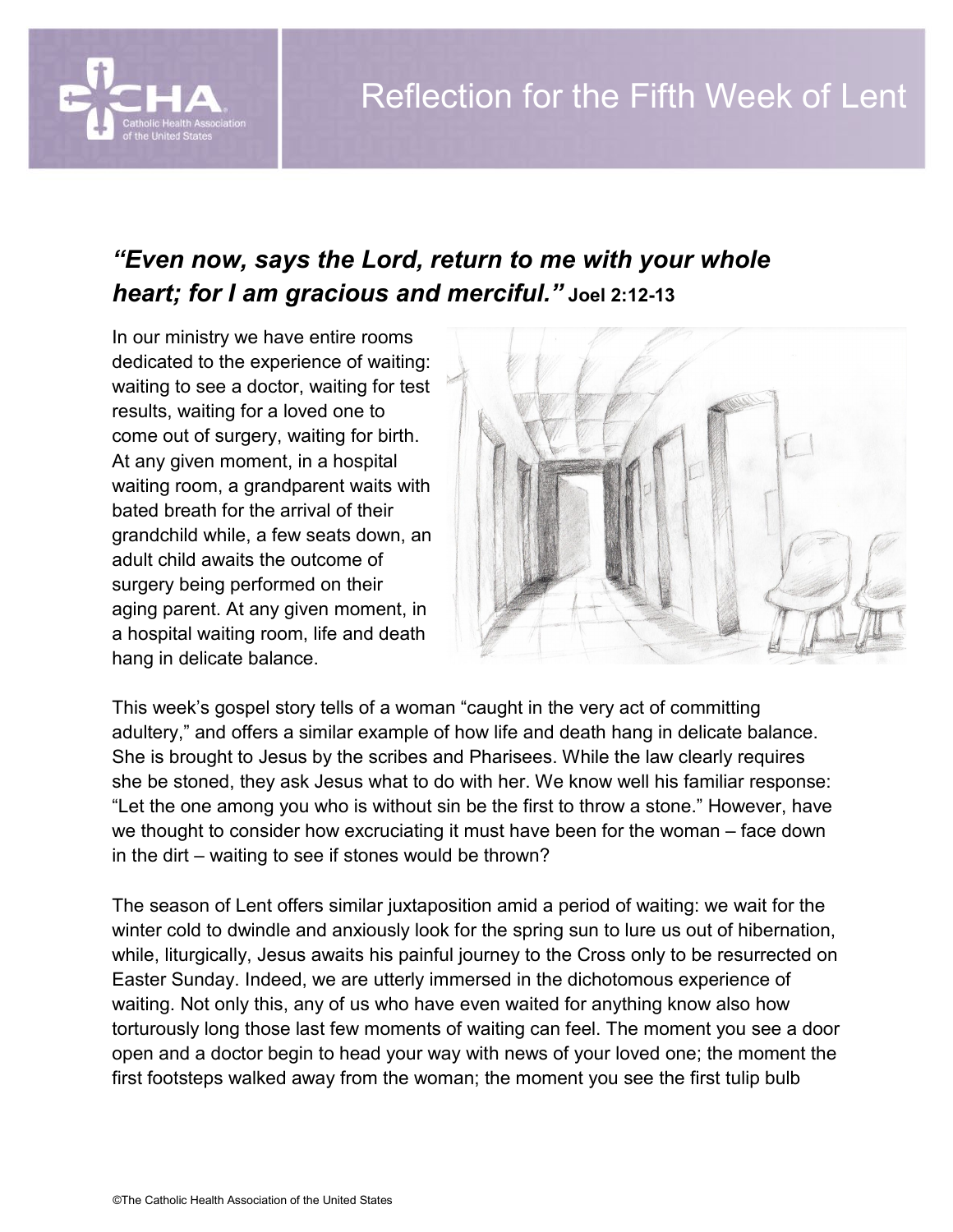# Reflection for the Fifth Week of Lent

***"Even now, says the Lord, return to me with your whole heart; for I am gracious and merciful."*** **Joel 2:12-13**

In our ministry we have entire rooms dedicated to the experience of waiting: waiting to see a doctor, waiting for test results, waiting for a loved one to come out of surgery, waiting for birth. At any given moment, in a hospital waiting room, a grandparent waits with bated breath for the arrival of their grandchild while, a few seats down, an adult child awaits the outcome of surgery being performed on their aging parent. At any given moment, in a hospital waiting room, life and death hang in delicate balance.

This week's gospel story tells of a woman "caught in the very act of committing adultery," and offers a similar example of how life and death hang in delicate balance. She is brought to Jesus by the scribes and Pharisees. While the law clearly requires she be stoned, they ask Jesus what to do with her. We know well his familiar response: "Let the one among you who is without sin be the first to throw a stone." However, have we thought to consider how excruciating it must have been for the woman – face down in the dirt – waiting to see if stones would be thrown?

The season of Lent offers similar juxtaposition amid a period of waiting: we wait for the winter cold to dwindle and anxiously look for the spring sun to lure us out of hibernation, while, liturgically, Jesus awaits his painful journey to the Cross only to be resurrected on Easter Sunday. Indeed, we are utterly immersed in the dichotomous experience of waiting. Not only this, any of us who have even waited for anything know also how torturously long those last few moments of waiting can feel. The moment you see a door open and a doctor begin to head your way with news of your loved one; the moment the first footsteps walked away from the woman; the moment you see the first tulip bulb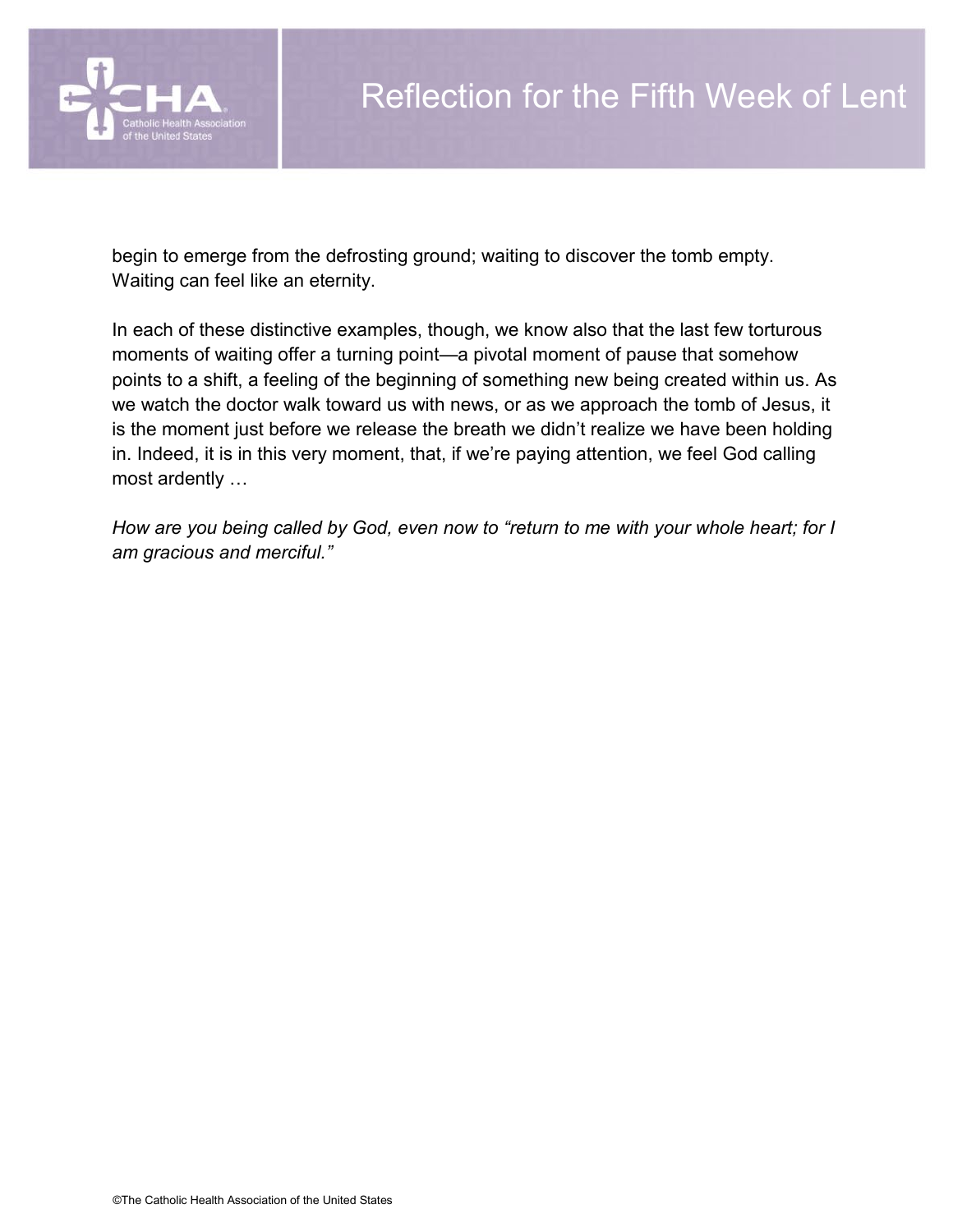begin to emerge from the defrosting ground; waiting to discover the tomb empty. Waiting can feel like an eternity.

In each of these distinctive examples, though, we know also that the last few torturous moments of waiting offer a turning point—a pivotal moment of pause that somehow points to a shift, a feeling of the beginning of something new being created within us. As we watch the doctor walk toward us with news, or as we approach the tomb of Jesus, it is the moment just before we release the breath we didn't realize we have been holding in. Indeed, it is in this very moment, that, if we're paying attention, we feel God calling most ardently …

*How are you being called by God, even now to "return to me with your whole heart; for I am gracious and merciful."*